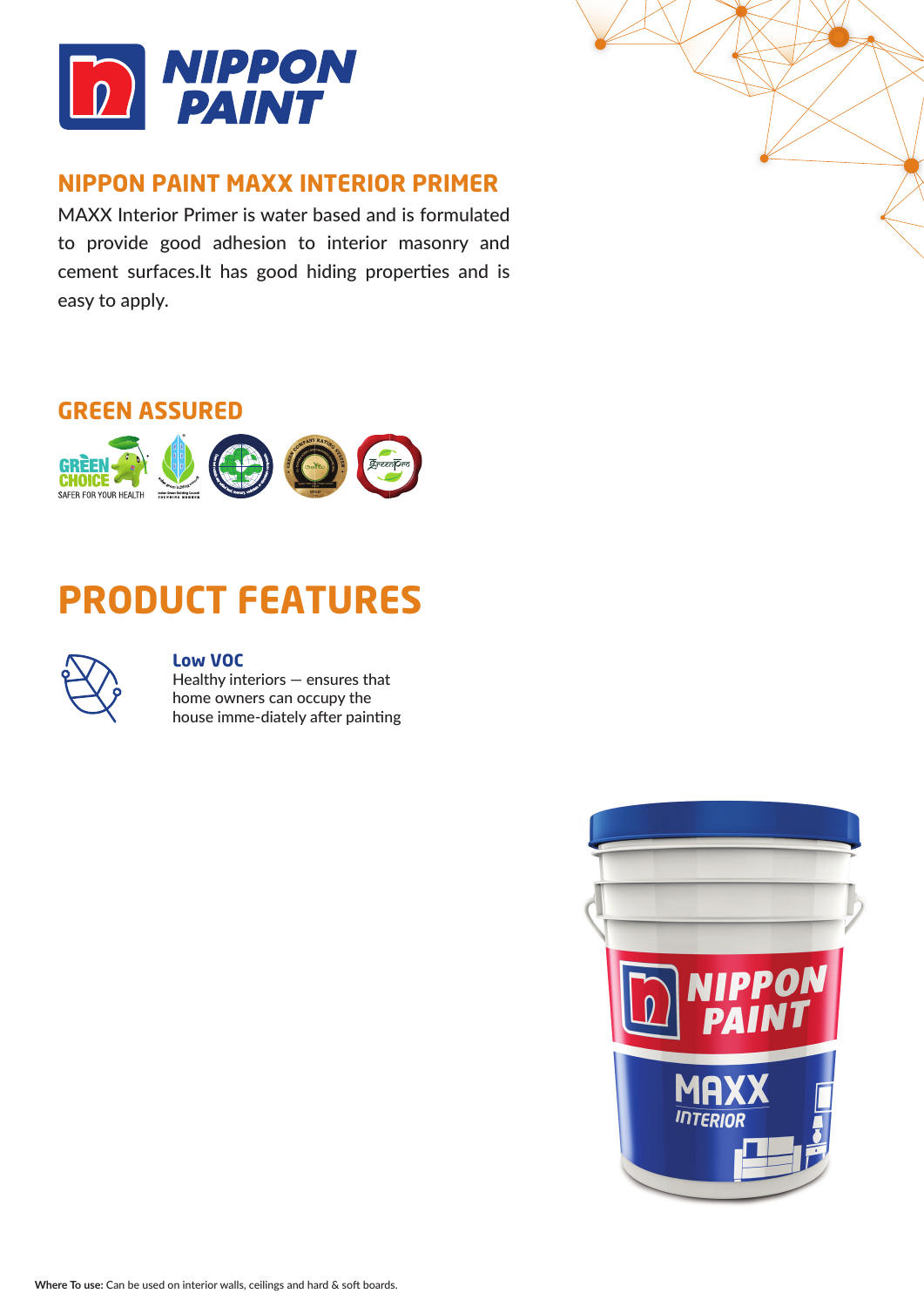# NIPPON PAINT

## NIPPON PAINT MAXX INTERIOR PRIMER

MAXX Interior Primer is water based and is formulated to provide good adhesion to interior masonry and cement surfaces.It has good hiding properties and is easy to apply.

## GREEN ASSURED

## PRODUCT FEATURES

**Low VOC**
Healthy interiors — ensures that home owners can occupy the house imme-diately after painting

**Where To use:** Can be used on interior walls, ceilings and hard & soft boards.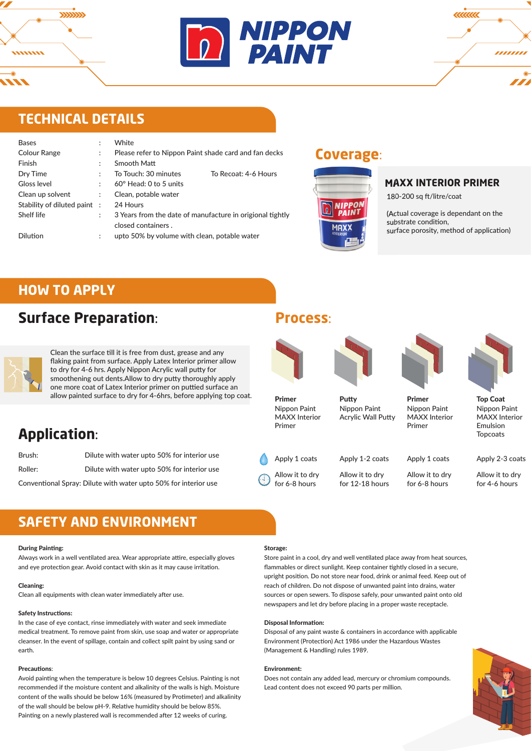# NIPPON PAINT

## TECHNICAL DETAILS

| | | |
|---|---|---|
| Bases | : | White |
| Colour Range | : | Please refer to Nippon Paint shade card and fan decks |
| Finish | : | Smooth Matt |
| Dry Time | : | To Touch: 30 minutes To Recoat: 4-6 Hours |
| Gloss level | : | 60° Head: 0 to 5 units |
| Clean up solvent | : | Clean, potable water |
| Stability of diluted paint | : | 24 Hours |
| Shelf life | : | 3 Years from the date of manufacture in origional tightly closed containers . |
| Dilution | : | upto 50% by volume with clean, potable water |

### Coverage:

**MAXX INTERIOR PRIMER**

180-200 sq ft/litre/coat

(Actual coverage is dependant on the substrate condition, surface porosity, method of application)

## HOW TO APPLY

### Surface Preparation:

Clean the surface till it is free from dust, grease and any flaking paint from surface. Apply Latex Interior primer allow to dry for 4-6 hrs. Apply Nippon Acrylic wall putty for smoothening out dents.Allow to dry putty thoroughly apply one more coat of Latex Interior primer on puttied surface an allow painted surface to dry for 4-6hrs, before applying top coat.

### Application:

| | |
|---|---|
| Brush: | Dilute with water upto 50% for interior use |
| Roller: | Dilute with water upto 50% for interior use |
| Conventional Spray: | Dilute with water upto 50% for interior use |

### Process:

| Primer | Putty | Primer | Top Coat |
|---|---|---|---|
| Nippon Paint MAXX Interior Primer | Nippon Paint Acrylic Wall Putty | Nippon Paint MAXX Interior Primer | Nippon Paint MAXX Interior Emulsion Topcoats |
| Apply 1 coats | Apply 1-2 coats | Apply 1 coats | Apply 2-3 coats |
| Allow it to dry for 6-8 hours | Allow it to dry for 12-18 hours | Allow it to dry for 6-8 hours | Allow it to dry for 4-6 hours |

## SAFETY AND ENVIRONMENT

**During Painting:**
Always work in a well ventilated area. Wear appropriate attire, especially gloves and eye protection gear. Avoid contact with skin as it may cause irritation.

**Cleaning:**
Clean all equipments with clean water immediately after use.

**Safety Instructions:**
In the case of eye contact, rinse immediately with water and seek immediate medical treatment. To remove paint from skin, use soap and water or appropriate cleanser. In the event of spillage, contain and collect spilt paint by using sand or earth.

**Precautions**:
Avoid painting when the temperature is below 10 degrees Celsius. Painting is not recommended if the moisture content and alkalinity of the walls is high. Moisture content of the walls should be below 16% (measured by Protimeter) and alkalinity of the wall should be below pH-9. Relative humidity should be below 85%. Painting on a newly plastered wall is recommended after 12 weeks of curing.

**Storage:**
Store paint in a cool, dry and well ventilated place away from heat sources, flammables or direct sunlight. Keep container tightly closed in a secure, upright position. Do not store near food, drink or animal feed. Keep out of reach of children. Do not dispose of unwanted paint into drains, water sources or open sewers. To dispose safely, pour unwanted paint onto old newspapers and let dry before placing in a proper waste receptacle.

**Disposal Information:**
Disposal of any paint waste & containers in accordance with applicable Environment (Protection) Act 1986 under the Hazardous Wastes (Management & Handling) rules 1989.

**Environment:**
Does not contain any added lead, mercury or chromium compounds. Lead content does not exceed 90 parts per million.